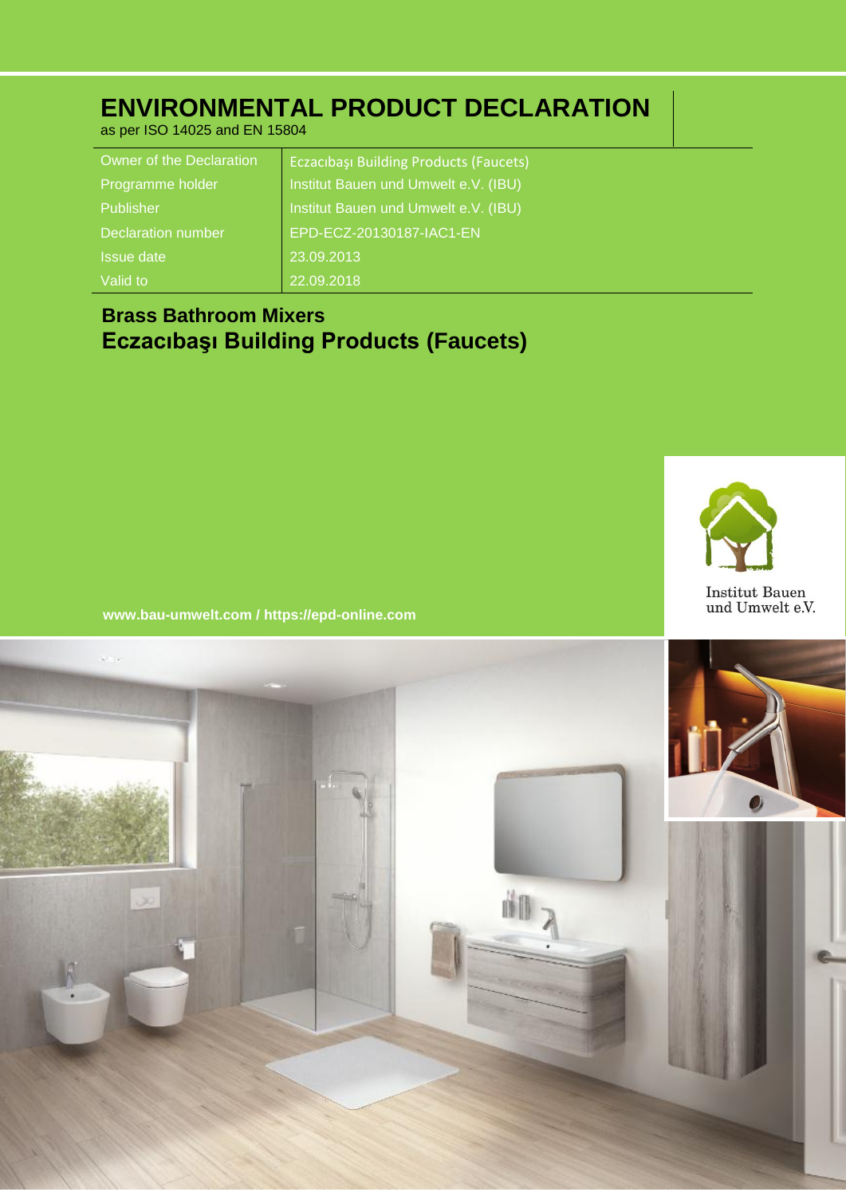# ENVIRONMENTAL PRODUCT DECLARATION

as per ISO 14025 and EN 15804

| | |
|---|---|
| Owner of the Declaration | Eczacıbaşı Building Products (Faucets) |
| Programme holder | Institut Bauen und Umwelt e.V. (IBU) |
| Publisher | Institut Bauen und Umwelt e.V. (IBU) |
| Declaration number | EPD-ECZ-20130187-IAC1-EN |
| Issue date | 23.09.2013 |
| Valid to | 22.09.2018 |

## Brass Bathroom Mixers
## Eczacıbaşı Building Products (Faucets)

Institut Bauen und Umwelt e.V.

**www.bau-umwelt.com / https://epd-online.com**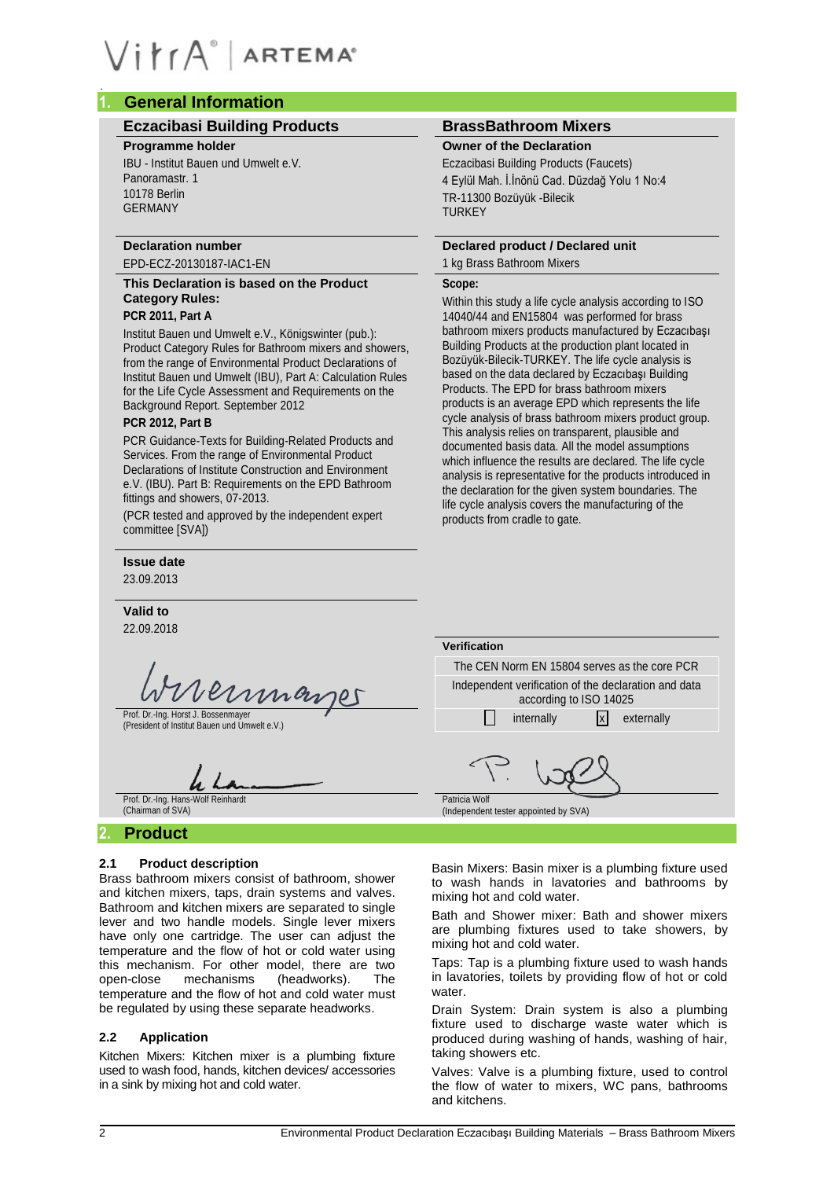VitrA | ARTEMA

## 1. General Information

### Eczacibasi Building Products

**Programme holder**

IBU - Institut Bauen und Umwelt e.V.
Panoramastr. 1
10178 Berlin
GERMANY

**Declaration number**

EPD-ECZ-20130187-IAC1-EN

**This Declaration is based on the Product Category Rules:**

**PCR 2011, Part A**

Institut Bauen und Umwelt e.V., Königswinter (pub.): Product Category Rules for Bathroom mixers and showers, from the range of Environmental Product Declarations of Institut Bauen und Umwelt (IBU), Part A: Calculation Rules for the Life Cycle Assessment and Requirements on the Background Report. September 2012

**PCR 2012, Part B**

PCR Guidance-Texts for Building-Related Products and Services. From the range of Environmental Product Declarations of Institute Construction and Environment e.V. (IBU). Part B: Requirements on the EPD Bathroom fittings and showers, 07-2013.

(PCR tested and approved by the independent expert committee [SVA])

**Issue date**

23.09.2013

**Valid to**

22.09.2018

Prof. Dr.-Ing. Horst J. Bossenmayer
(President of Institut Bauen und Umwelt e.V.)

Prof. Dr.-Ing. Hans-Wolf Reinhardt
(Chairman of SVA)

### BrassBathroom Mixers

**Owner of the Declaration**

Eczacibasi Building Products (Faucets)
4 Eylül Mah. İ.İnönü Cad. Düzdağ Yolu 1 No:4
TR-11300 Bozüyük -Bilecik
TURKEY

**Declared product / Declared unit**

1 kg Brass Bathroom Mixers

**Scope:**

Within this study a life cycle analysis according to ISO 14040/44 and EN15804 was performed for brass bathroom mixers products manufactured by Eczacıbaşı Building Products at the production plant located in Bozüyük-Bilecik-TURKEY. The life cycle analysis is based on the data declared by Eczacıbaşı Building Products. The EPD for brass bathroom mixers products is an average EPD which represents the life cycle analysis of brass bathroom mixers product group. This analysis relies on transparent, plausible and documented basis data. All the model assumptions which influence the results are declared. The life cycle analysis is representative for the products introduced in the declaration for the given system boundaries. The life cycle analysis covers the manufacturing of the products from cradle to gate.

**Verification**

The CEN Norm EN 15804 serves as the core PCR

Independent verification of the declaration and data according to ISO 14025

☐ internally ☒ externally

Patricia Wolf
(Independent tester appointed by SVA)

## 2. Product

### 2.1 Product description

Brass bathroom mixers consist of bathroom, shower and kitchen mixers, taps, drain systems and valves. Bathroom and kitchen mixers are separated to single lever and two handle models. Single lever mixers have only one cartridge. The user can adjust the temperature and the flow of hot or cold water using this mechanism. For other model, there are two open-close mechanisms (headworks). The temperature and the flow of hot and cold water must be regulated by using these separate headworks.

### 2.2 Application

Kitchen Mixers: Kitchen mixer is a plumbing fixture used to wash food, hands, kitchen devices/ accessories in a sink by mixing hot and cold water.

Basin Mixers: Basin mixer is a plumbing fixture used to wash hands in lavatories and bathrooms by mixing hot and cold water.

Bath and Shower mixer: Bath and shower mixers are plumbing fixtures used to take showers, by mixing hot and cold water.

Taps: Tap is a plumbing fixture used to wash hands in lavatories, toilets by providing flow of hot or cold water.

Drain System: Drain system is also a plumbing fixture used to discharge waste water which is produced during washing of hands, washing of hair, taking showers etc.

Valves: Valve is a plumbing fixture, used to control the flow of water to mixers, WC pans, bathrooms and kitchens.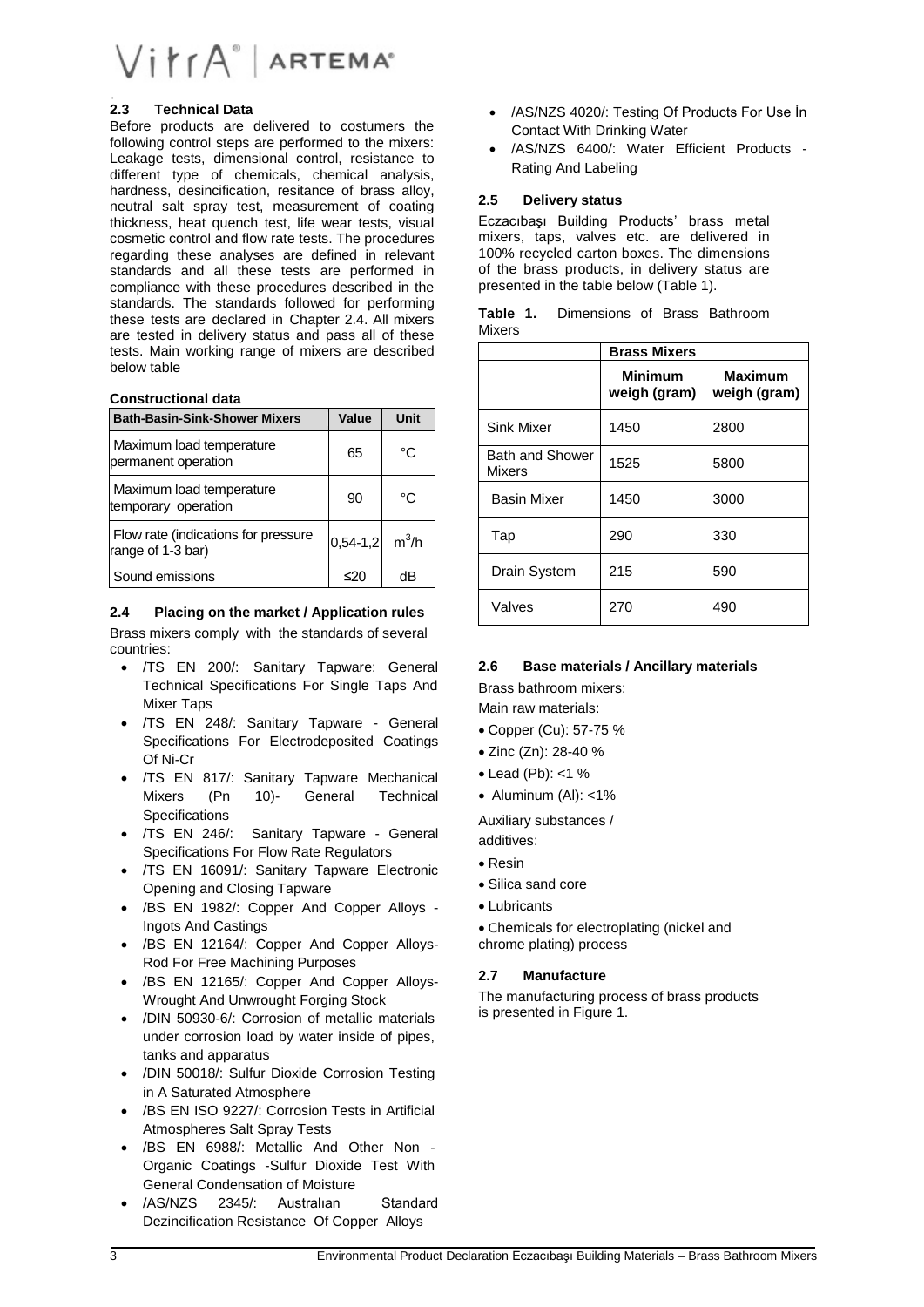## 2.3 Technical Data

Before products are delivered to costumers the following control steps are performed to the mixers: Leakage tests, dimensional control, resistance to different type of chemicals, chemical analysis, hardness, desincification, resitance of brass alloy, neutral salt spray test, measurement of coating thickness, heat quench test, life wear tests, visual cosmetic control and flow rate tests. The procedures regarding these analyses are defined in relevant standards and all these tests are performed in compliance with these procedures described in the standards. The standards followed for performing these tests are declared in Chapter 2.4. All mixers are tested in delivery status and pass all of these tests. Main working range of mixers are described below table

**Constructional data**

| Bath-Basin-Sink-Shower Mixers | Value | Unit |
|---|---|---|
| Maximum load temperature permanent operation | 65 | °C |
| Maximum load temperature temporary operation | 90 | °C |
| Flow rate (indications for pressure range of 1-3 bar) | 0,54-1,2 | $m^3/h$ |
| Sound emissions | ≤20 | dB |

## 2.4 Placing on the market / Application rules

Brass mixers comply with the standards of several countries:

- /TS EN 200/: Sanitary Tapware: General Technical Specifications For Single Taps And Mixer Taps
- /TS EN 248/: Sanitary Tapware - General Specifications For Electrodeposited Coatings Of Ni-Cr
- /TS EN 817/: Sanitary Tapware Mechanical Mixers (Pn 10)- General Technical Specifications
- /TS EN 246/: Sanitary Tapware - General Specifications For Flow Rate Regulators
- /TS EN 16091/: Sanitary Tapware Electronic Opening and Closing Tapware
- /BS EN 1982/: Copper And Copper Alloys - Ingots And Castings
- /BS EN 12164/: Copper And Copper Alloys- Rod For Free Machining Purposes
- /BS EN 12165/: Copper And Copper Alloys- Wrought And Unwrought Forging Stock
- /DIN 50930-6/: Corrosion of metallic materials under corrosion load by water inside of pipes, tanks and apparatus
- /DIN 50018/: Sulfur Dioxide Corrosion Testing in A Saturated Atmosphere
- /BS EN ISO 9227/: Corrosion Tests in Artificial Atmospheres Salt Spray Tests
- /BS EN 6988/: Metallic And Other Non - Organic Coatings -Sulfur Dioxide Test With General Condensation of Moisture
- /AS/NZS 2345/: Australıan Standard Dezincification Resistance Of Copper Alloys
- /AS/NZS 4020/: Testing Of Products For Use İn Contact With Drinking Water
- /AS/NZS 6400/: Water Efficient Products - Rating And Labeling

## 2.5 Delivery status

Eczacıbaşı Building Products' brass metal mixers, taps, valves etc. are delivered in 100% recycled carton boxes. The dimensions of the brass products, in delivery status are presented in the table below (Table 1).

**Table 1.** Dimensions of Brass Bathroom Mixers

| | Brass Mixers | |
|---|---|---|
| | **Minimum weigh (gram)** | **Maximum weigh (gram)** |
| Sink Mixer | 1450 | 2800 |
| Bath and Shower Mixers | 1525 | 5800 |
| Basin Mixer | 1450 | 3000 |
| Tap | 290 | 330 |
| Drain System | 215 | 590 |
| Valves | 270 | 490 |

## 2.6 Base materials / Ancillary materials

Brass bathroom mixers:

Main raw materials:

- Copper (Cu): 57-75 %
- Zinc (Zn): 28-40 %
- Lead (Pb): <1 %
- Aluminum (Al): <1%

Auxiliary substances / additives:

- Resin
- Silica sand core
- Lubricants
- Chemicals for electroplating (nickel and chrome plating) process

## 2.7 Manufacture

The manufacturing process of brass products is presented in Figure 1.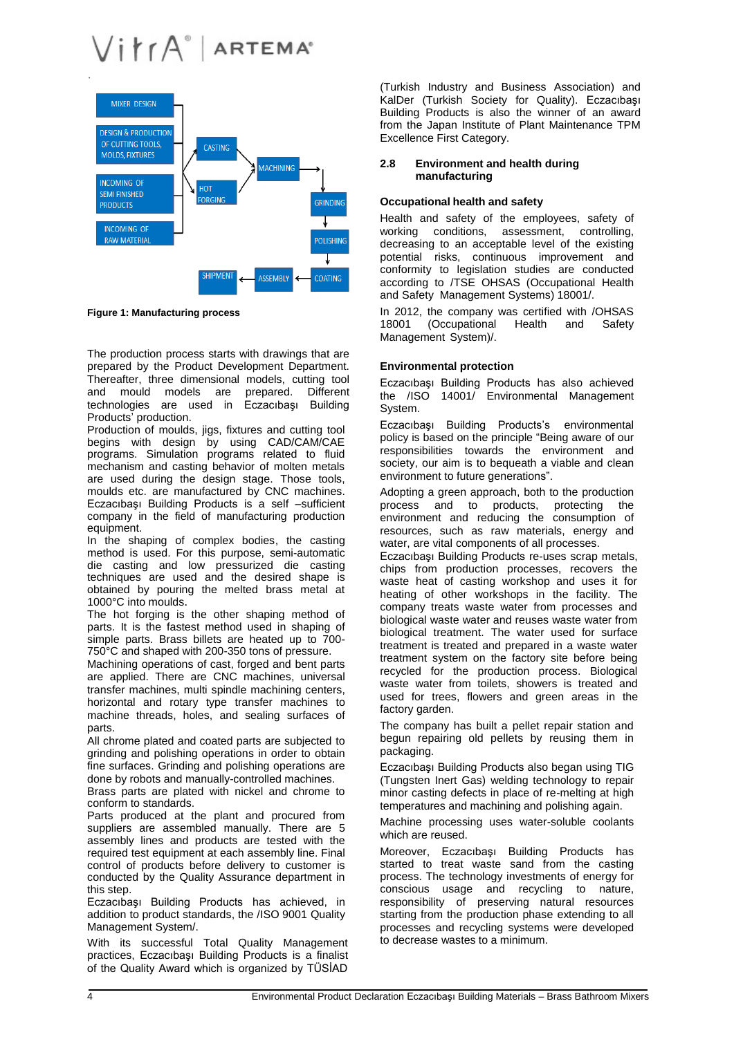MIXER DESIGN

DESIGN & PRODUCTION OF CUTTING TOOLS, MOLDS, FIXTURES

INCOMING OF SEMI FINISHED PRODUCTS

INCOMING OF RAW MATERIAL

CASTING

HOT FORGING

MACHINING

GRINDING

POLISHING

COATING

ASSEMBLY

SHIPMENT

**Figure 1: Manufacturing process**

The production process starts with drawings that are prepared by the Product Development Department. Thereafter, three dimensional models, cutting tool and mould models are prepared. Different technologies are used in Eczacıbaşı Building Products' production.

Production of moulds, jigs, fixtures and cutting tool begins with design by using CAD/CAM/CAE programs. Simulation programs related to fluid mechanism and casting behavior of molten metals are used during the design stage. Those tools, moulds etc. are manufactured by CNC machines. Eczacıbaşı Building Products is a self –sufficient company in the field of manufacturing production equipment.

In the shaping of complex bodies, the casting method is used. For this purpose, semi-automatic die casting and low pressurized die casting techniques are used and the desired shape is obtained by pouring the melted brass metal at 1000°C into moulds.

The hot forging is the other shaping method of parts. It is the fastest method used in shaping of simple parts. Brass billets are heated up to 700-750°C and shaped with 200-350 tons of pressure.

Machining operations of cast, forged and bent parts are applied. There are CNC machines, universal transfer machines, multi spindle machining centers, horizontal and rotary type transfer machines to machine threads, holes, and sealing surfaces of parts.

All chrome plated and coated parts are subjected to grinding and polishing operations in order to obtain fine surfaces. Grinding and polishing operations are done by robots and manually-controlled machines.

Brass parts are plated with nickel and chrome to conform to standards.

Parts produced at the plant and procured from suppliers are assembled manually. There are 5 assembly lines and products are tested with the required test equipment at each assembly line. Final control of products before delivery to customer is conducted by the Quality Assurance department in this step.

Eczacıbaşı Building Products has achieved, in addition to product standards, the /ISO 9001 Quality Management System/.

With its successful Total Quality Management practices, Eczacıbaşı Building Products is a finalist of the Quality Award which is organized by TÜSİAD (Turkish Industry and Business Association) and KalDer (Turkish Society for Quality). Eczacıbaşı Building Products is also the winner of an award from the Japan Institute of Plant Maintenance TPM Excellence First Category.

## 2.8 Environment and health during manufacturing

### Occupational health and safety

Health and safety of the employees, safety of working conditions, assessment, controlling, decreasing to an acceptable level of the existing potential risks, continuous improvement and conformity to legislation studies are conducted according to /TSE OHSAS (Occupational Health and Safety Management Systems) 18001/.

In 2012, the company was certified with /OHSAS 18001 (Occupational Health and Safety Management System)/.

### Environmental protection

Eczacıbaşı Building Products has also achieved the /ISO 14001/ Environmental Management System.

Eczacıbaşı Building Products's environmental policy is based on the principle "Being aware of our responsibilities towards the environment and society, our aim is to bequeath a viable and clean environment to future generations".

Adopting a green approach, both to the production process and to products, protecting the environment and reducing the consumption of resources, such as raw materials, energy and water, are vital components of all processes.

Eczacıbaşı Building Products re-uses scrap metals, chips from production processes, recovers the waste heat of casting workshop and uses it for heating of other workshops in the facility. The company treats waste water from processes and biological waste water and reuses waste water from biological treatment. The water used for surface treatment is treated and prepared in a waste water treatment system on the factory site before being recycled for the production process. Biological waste water from toilets, showers is treated and used for trees, flowers and green areas in the factory garden.

The company has built a pellet repair station and begun repairing old pellets by reusing them in packaging.

Eczacıbaşı Building Products also began using TIG (Tungsten Inert Gas) welding technology to repair minor casting defects in place of re-melting at high temperatures and machining and polishing again.

Machine processing uses water-soluble coolants which are reused.

Moreover, Eczacıbaşı Building Products has started to treat waste sand from the casting process. The technology investments of energy for conscious usage and recycling to nature, responsibility of preserving natural resources starting from the production phase extending to all processes and recycling systems were developed to decrease wastes to a minimum.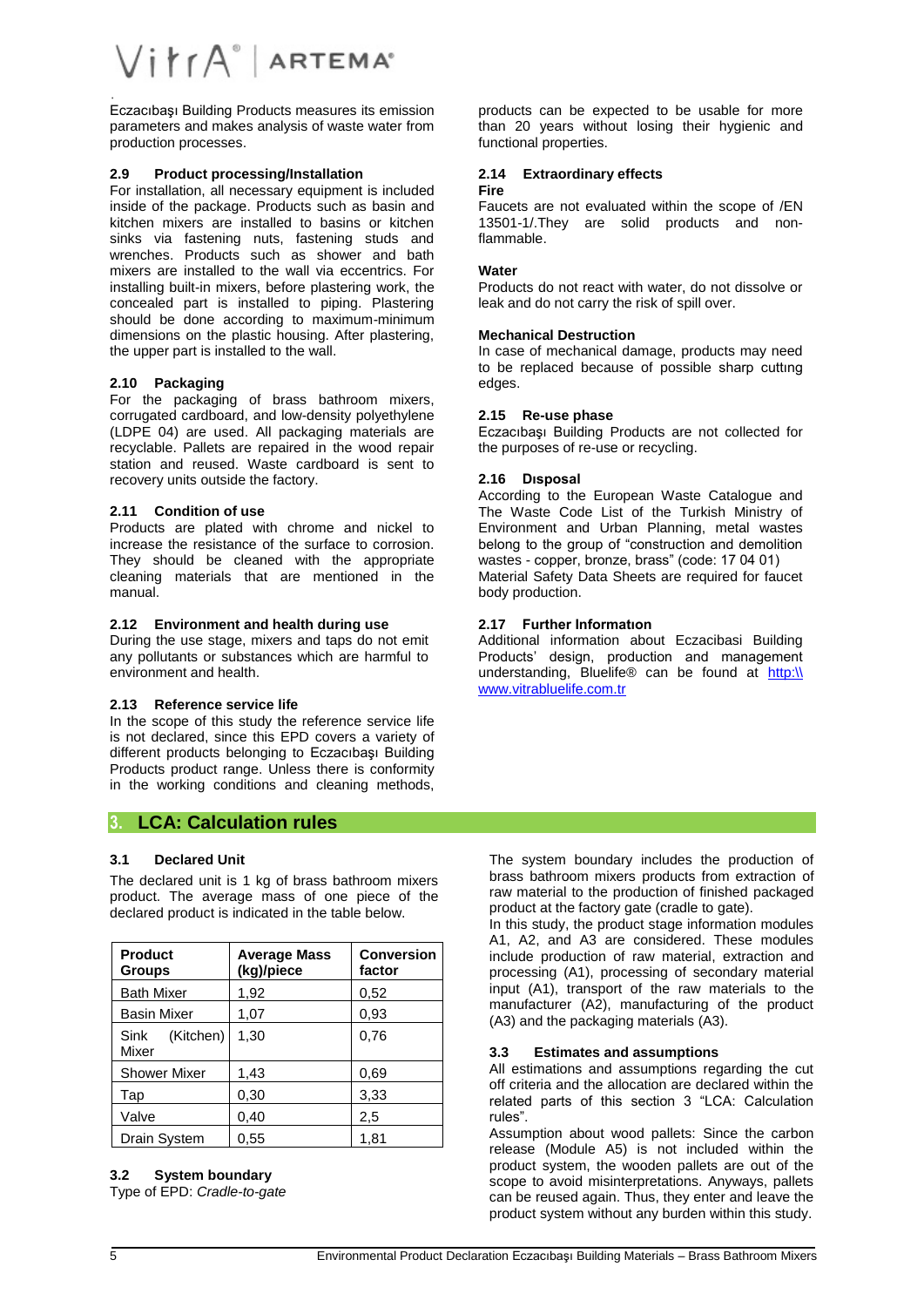Eczacıbaşı Building Products measures its emission parameters and makes analysis of waste water from production processes.

### 2.9 Product processing/Installation

For installation, all necessary equipment is included inside of the package. Products such as basin and kitchen mixers are installed to basins or kitchen sinks via fastening nuts, fastening studs and wrenches. Products such as shower and bath mixers are installed to the wall via eccentrics. For installing built-in mixers, before plastering work, the concealed part is installed to piping. Plastering should be done according to maximum-minimum dimensions on the plastic housing. After plastering, the upper part is installed to the wall.

### 2.10 Packaging

For the packaging of brass bathroom mixers, corrugated cardboard, and low-density polyethylene (LDPE 04) are used. All packaging materials are recyclable. Pallets are repaired in the wood repair station and reused. Waste cardboard is sent to recovery units outside the factory.

### 2.11 Condition of use

Products are plated with chrome and nickel to increase the resistance of the surface to corrosion. They should be cleaned with the appropriate cleaning materials that are mentioned in the manual.

### 2.12 Environment and health during use

During the use stage, mixers and taps do not emit any pollutants or substances which are harmful to environment and health.

### 2.13 Reference service life

In the scope of this study the reference service life is not declared, since this EPD covers a variety of different products belonging to Eczacıbaşı Building Products product range. Unless there is conformity in the working conditions and cleaning methods, products can be expected to be usable for more than 20 years without losing their hygienic and functional properties.

### 2.14 Extraordinary effects

**Fire**

Faucets are not evaluated within the scope of /EN 13501-1/.They are solid products and non-flammable.

**Water**

Products do not react with water, do not dissolve or leak and do not carry the risk of spill over.

**Mechanical Destruction**

In case of mechanical damage, products may need to be replaced because of possible sharp cuttıng edges.

### 2.15 Re-use phase

Eczacıbaşı Building Products are not collected for the purposes of re-use or recycling.

### 2.16 Dısposal

According to the European Waste Catalogue and The Waste Code List of the Turkish Ministry of Environment and Urban Planning, metal wastes belong to the group of "construction and demolition wastes - copper, bronze, brass" (code: 17 04 01) Material Safety Data Sheets are required for faucet body production.

### 2.17 Further Informatıon

Additional information about Eczacibasi Building Products' design, production and management understanding, Bluelife® can be found at http:\\ www.vitrabluelife.com.tr

## 3. LCA: Calculation rules

### 3.1 Declared Unit

The declared unit is 1 kg of brass bathroom mixers product. The average mass of one piece of the declared product is indicated in the table below.

| Product Groups | Average Mass (kg)/piece | Conversion factor |
|---|---|---|
| Bath Mixer | 1,92 | 0,52 |
| Basin Mixer | 1,07 | 0,93 |
| Sink (Kitchen) Mixer | 1,30 | 0,76 |
| Shower Mixer | 1,43 | 0,69 |
| Tap | 0,30 | 3,33 |
| Valve | 0,40 | 2,5 |
| Drain System | 0,55 | 1,81 |

### 3.2 System boundary

Type of EPD: *Cradle-to-gate*

The system boundary includes the production of brass bathroom mixers products from extraction of raw material to the production of finished packaged product at the factory gate (cradle to gate).

In this study, the product stage information modules A1, A2, and A3 are considered. These modules include production of raw material, extraction and processing (A1), processing of secondary material input (A1), transport of the raw materials to the manufacturer (A2), manufacturing of the product (A3) and the packaging materials (A3).

### 3.3 Estimates and assumptions

All estimations and assumptions regarding the cut off criteria and the allocation are declared within the related parts of this section 3 "LCA: Calculation rules".

Assumption about wood pallets: Since the carbon release (Module A5) is not included within the product system, the wooden pallets are out of the scope to avoid misinterpretations. Anyways, pallets can be reused again. Thus, they enter and leave the product system without any burden within this study.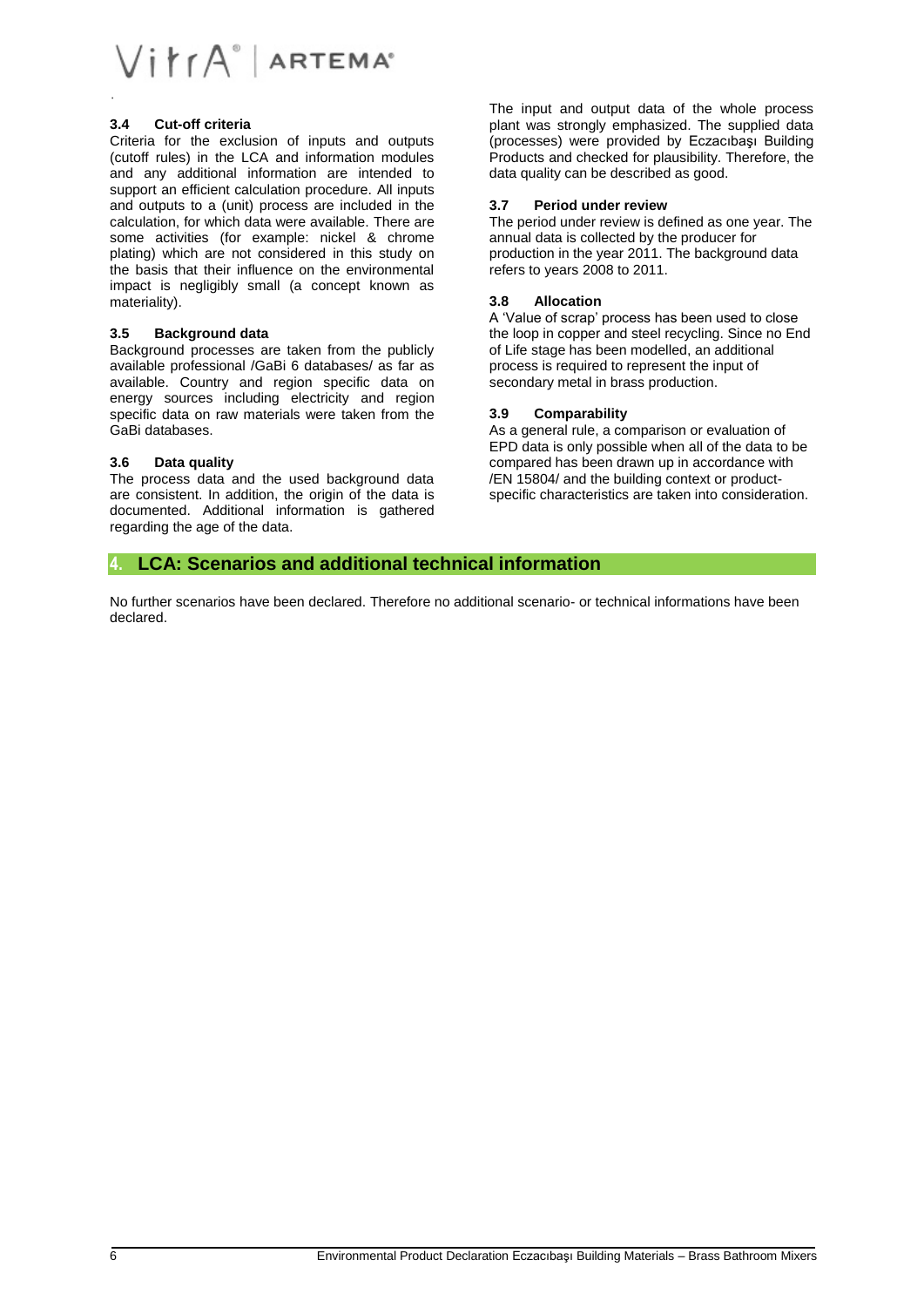### 3.4 Cut-off criteria

Criteria for the exclusion of inputs and outputs (cutoff rules) in the LCA and information modules and any additional information are intended to support an efficient calculation procedure. All inputs and outputs to a (unit) process are included in the calculation, for which data were available. There are some activities (for example: nickel & chrome plating) which are not considered in this study on the basis that their influence on the environmental impact is negligibly small (a concept known as materiality).

### 3.5 Background data

Background processes are taken from the publicly available professional /GaBi 6 databases/ as far as available. Country and region specific data on energy sources including electricity and region specific data on raw materials were taken from the GaBi databases.

### 3.6 Data quality

The process data and the used background data are consistent. In addition, the origin of the data is documented. Additional information is gathered regarding the age of the data.

The input and output data of the whole process plant was strongly emphasized. The supplied data (processes) were provided by Eczacıbaşı Building Products and checked for plausibility. Therefore, the data quality can be described as good.

### 3.7 Period under review

The period under review is defined as one year. The annual data is collected by the producer for production in the year 2011. The background data refers to years 2008 to 2011.

### 3.8 Allocation

A 'Value of scrap' process has been used to close the loop in copper and steel recycling. Since no End of Life stage has been modelled, an additional process is required to represent the input of secondary metal in brass production.

### 3.9 Comparability

As a general rule, a comparison or evaluation of EPD data is only possible when all of the data to be compared has been drawn up in accordance with /EN 15804/ and the building context or product-specific characteristics are taken into consideration.

## 4. LCA: Scenarios and additional technical information

No further scenarios have been declared. Therefore no additional scenario- or technical informations have been declared.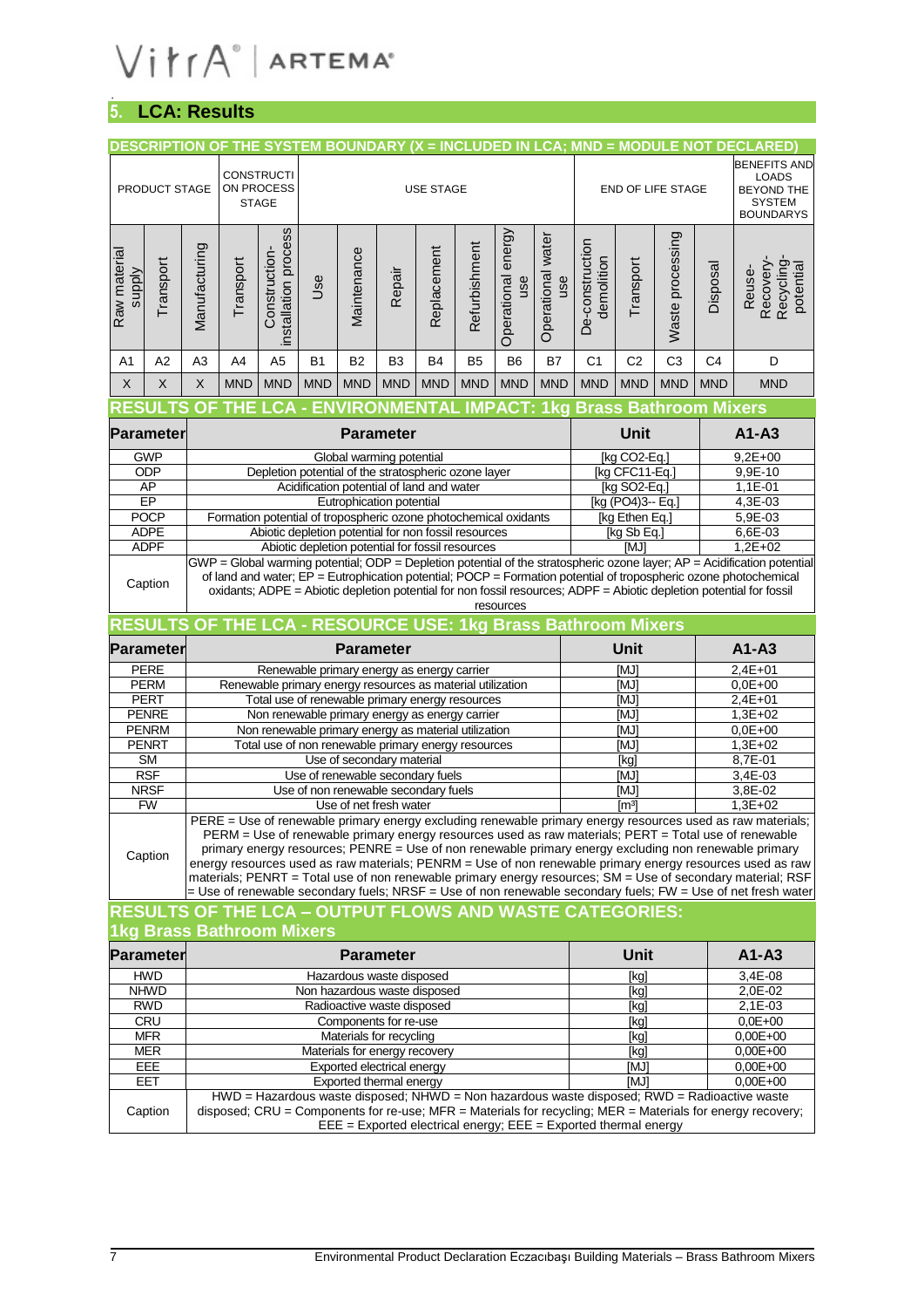## 5. LCA: Results

**DESCRIPTION OF THE SYSTEM BOUNDARY (X = INCLUDED IN LCA; MND = MODULE NOT DECLARED)**

| PRODUCT STAGE | | | CONSTRUCTION PROCESS STAGE | | USE STAGE | | | | | | | END OF LIFE STAGE | | | | BENEFITS AND LOADS BEYOND THE SYSTEM BOUNDARYS |
|---|---|---|---|---|---|---|---|---|---|---|---|---|---|---|---|---|
| Raw material supply | Transport | Manufacturing | Transport | Construction-installation process | Use | Maintenance | Repair | Replacement | Refurbishment | Operational energy use | Operational water use | De-construction demolition | Transport | Waste processing | Disposal | Reuse-Recovery-Recycling-potential |
| A1 | A2 | A3 | A4 | A5 | B1 | B2 | B3 | B4 | B5 | B6 | B7 | C1 | C2 | C3 | C4 | D |
| X | X | X | MND | MND | MND | MND | MND | MND | MND | MND | MND | MND | MND | MND | MND | MND |

**RESULTS OF THE LCA - ENVIRONMENTAL IMPACT: 1kg Brass Bathroom Mixers**

| Parameter | Parameter | Unit | A1-A3 |
|---|---|---|---|
| GWP | Global warming potential | [kg CO2-Eq.] | 9,2E+00 |
| ODP | Depletion potential of the stratospheric ozone layer | [kg CFC11-Eq.] | 9,9E-10 |
| AP | Acidification potential of land and water | [kg SO2-Eq.] | 1,1E-01 |
| EP | Eutrophication potential | [kg (PO4)3-- Eq.] | 4,3E-03 |
| POCP | Formation potential of tropospheric ozone photochemical oxidants | [kg Ethen Eq.] | 5,9E-03 |
| ADPE | Abiotic depletion potential for non fossil resources | [kg Sb Eq.] | 6,6E-03 |
| ADPF | Abiotic depletion potential for fossil resources | [MJ] | 1,2E+02 |
| Caption | GWP = Global warming potential; ODP = Depletion potential of the stratospheric ozone layer; AP = Acidification potential of land and water; EP = Eutrophication potential; POCP = Formation potential of tropospheric ozone photochemical oxidants; ADPE = Abiotic depletion potential for non fossil resources; ADPF = Abiotic depletion potential for fossil resources | | |

**RESULTS OF THE LCA - RESOURCE USE: 1kg Brass Bathroom Mixers**

| Parameter | Parameter | Unit | A1-A3 |
|---|---|---|---|
| PERE | Renewable primary energy as energy carrier | [MJ] | 2,4E+01 |
| PERM | Renewable primary energy resources as material utilization | [MJ] | 0,0E+00 |
| PERT | Total use of renewable primary energy resources | [MJ] | 2,4E+01 |
| PENRE | Non renewable primary energy as energy carrier | [MJ] | 1,3E+02 |
| PENRM | Non renewable primary energy as material utilization | [MJ] | 0,0E+00 |
| PENRT | Total use of non renewable primary energy resources | [MJ] | 1,3E+02 |
| SM | Use of secondary material | [kg] | 8,7E-01 |
| RSF | Use of renewable secondary fuels | [MJ] | 3,4E-03 |
| NRSF | Use of non renewable secondary fuels | [MJ] | 3,8E-02 |
| FW | Use of net fresh water | [m³] | 1,3E+02 |
| Caption | PERE = Use of renewable primary energy excluding renewable primary energy resources used as raw materials; PERM = Use of renewable primary energy resources used as raw materials; PERT = Total use of renewable primary energy resources; PENRE = Use of non renewable primary energy excluding non renewable primary energy resources used as raw materials; PENRM = Use of non renewable primary energy resources used as raw materials; PENRT = Total use of non renewable primary energy resources; SM = Use of secondary material; RSF = Use of renewable secondary fuels; NRSF = Use of non renewable secondary fuels; FW = Use of net fresh water | | |

**RESULTS OF THE LCA – OUTPUT FLOWS AND WASTE CATEGORIES: 1kg Brass Bathroom Mixers**

| Parameter | Parameter | Unit | A1-A3 |
|---|---|---|---|
| HWD | Hazardous waste disposed | [kg] | 3,4E-08 |
| NHWD | Non hazardous waste disposed | [kg] | 2,0E-02 |
| RWD | Radioactive waste disposed | [kg] | 2,1E-03 |
| CRU | Components for re-use | [kg] | 0,0E+00 |
| MFR | Materials for recycling | [kg] | 0,00E+00 |
| MER | Materials for energy recovery | [kg] | 0,00E+00 |
| EEE | Exported electrical energy | [MJ] | 0,00E+00 |
| EET | Exported thermal energy | [MJ] | 0,00E+00 |
| Caption | HWD = Hazardous waste disposed; NHWD = Non hazardous waste disposed; RWD = Radioactive waste disposed; CRU = Components for re-use; MFR = Materials for recycling; MER = Materials for energy recovery; EEE = Exported electrical energy; EEE = Exported thermal energy | | |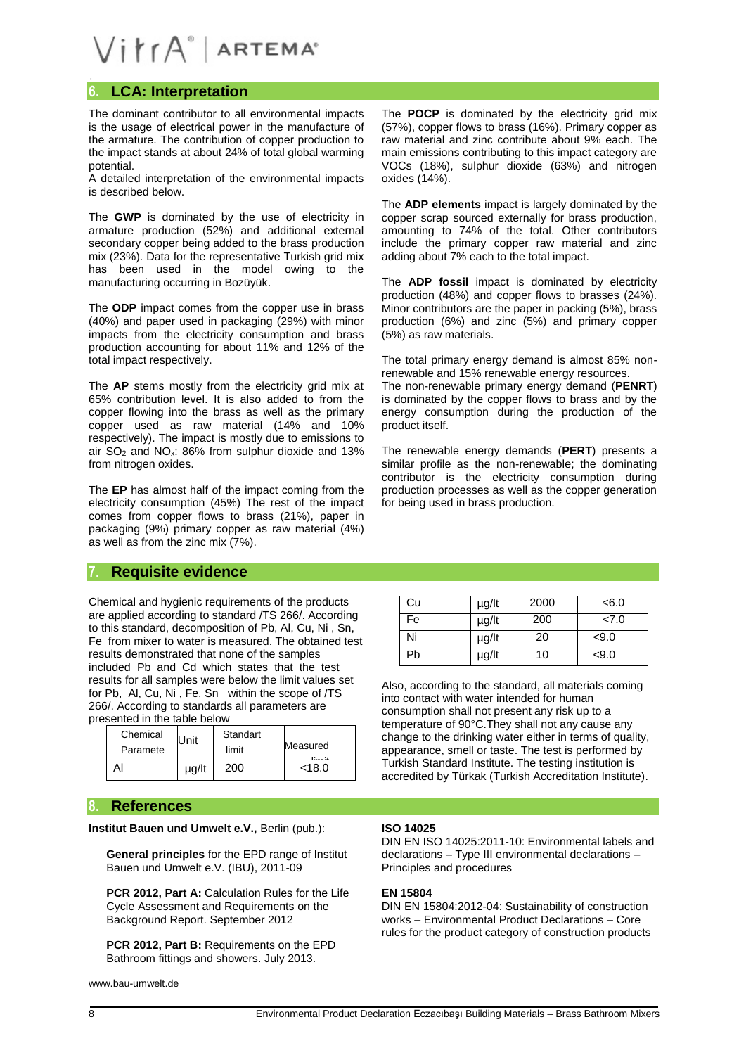## 6. LCA: Interpretation

The dominant contributor to all environmental impacts is the usage of electrical power in the manufacture of the armature. The contribution of copper production to the impact stands at about 24% of total global warming potential.
A detailed interpretation of the environmental impacts is described below.

The **GWP** is dominated by the use of electricity in armature production (52%) and additional external secondary copper being added to the brass production mix (23%). Data for the representative Turkish grid mix has been used in the model owing to the manufacturing occurring in Bozüyük.

The **ODP** impact comes from the copper use in brass (40%) and paper used in packaging (29%) with minor impacts from the electricity consumption and brass production accounting for about 11% and 12% of the total impact respectively.

The **AP** stems mostly from the electricity grid mix at 65% contribution level. It is also added to from the copper flowing into the brass as well as the primary copper used as raw material (14% and 10% respectively). The impact is mostly due to emissions to air $SO_2$ and $NO_x$: 86% from sulphur dioxide and 13% from nitrogen oxides.

The **EP** has almost half of the impact coming from the electricity consumption (45%) The rest of the impact comes from copper flows to brass (21%), paper in packaging (9%) primary copper as raw material (4%) as well as from the zinc mix (7%).

The **POCP** is dominated by the electricity grid mix (57%), copper flows to brass (16%). Primary copper as raw material and zinc contribute about 9% each. The main emissions contributing to this impact category are VOCs (18%), sulphur dioxide (63%) and nitrogen oxides (14%).

The **ADP elements** impact is largely dominated by the copper scrap sourced externally for brass production, amounting to 74% of the total. Other contributors include the primary copper raw material and zinc adding about 7% each to the total impact.

The **ADP fossil** impact is dominated by electricity production (48%) and copper flows to brasses (24%). Minor contributors are the paper in packing (5%), brass production (6%) and zinc (5%) and primary copper (5%) as raw materials.

The total primary energy demand is almost 85% non-renewable and 15% renewable energy resources.
The non-renewable primary energy demand (**PENRT**) is dominated by the copper flows to brass and by the energy consumption during the production of the product itself.

The renewable energy demands (**PERT**) presents a similar profile as the non-renewable; the dominating contributor is the electricity consumption during production processes as well as the copper generation for being used in brass production.

## 7. Requisite evidence

Chemical and hygienic requirements of the products are applied according to standard /TS 266/. According to this standard, decomposition of Pb, Al, Cu, Ni , Sn, Fe from mixer to water is measured. The obtained test results demonstrated that none of the samples included Pb and Cd which states that the test results for all samples were below the limit values set for Pb, Al, Cu, Ni , Fe, Sn within the scope of /TS 266/. According to standards all parameters are presented in the table below

| Chemical Paramete | Unit | Standart limit | Measured limit |
|---|---|---|---|
| Al | µg/lt | 200 | <18.0 |
| Cu | µg/lt | 2000 | <6.0 |
| Fe | µg/lt | 200 | <7.0 |
| Ni | µg/lt | 20 | <9.0 |
| Pb | µg/lt | 10 | <9.0 |

Also, according to the standard, all materials coming into contact with water intended for human consumption shall not present any risk up to a temperature of 90°C.They shall not any cause any change to the drinking water either in terms of quality, appearance, smell or taste. The test is performed by Turkish Standard Institute. The testing institution is accredited by Türkak (Turkish Accreditation Institute).

## 8. References

**Institut Bauen und Umwelt e.V.,** Berlin (pub.):

**General principles** for the EPD range of Institut Bauen und Umwelt e.V. (IBU), 2011-09

**PCR 2012, Part A:** Calculation Rules for the Life Cycle Assessment and Requirements on the Background Report. September 2012

**PCR 2012, Part B:** Requirements on the EPD Bathroom fittings and showers. July 2013.

www.bau-umwelt.de

**ISO 14025**
DIN EN ISO 14025:2011-10: Environmental labels and declarations – Type III environmental declarations – Principles and procedures

**EN 15804**
DIN EN 15804:2012-04: Sustainability of construction works – Environmental Product Declarations – Core rules for the product category of construction products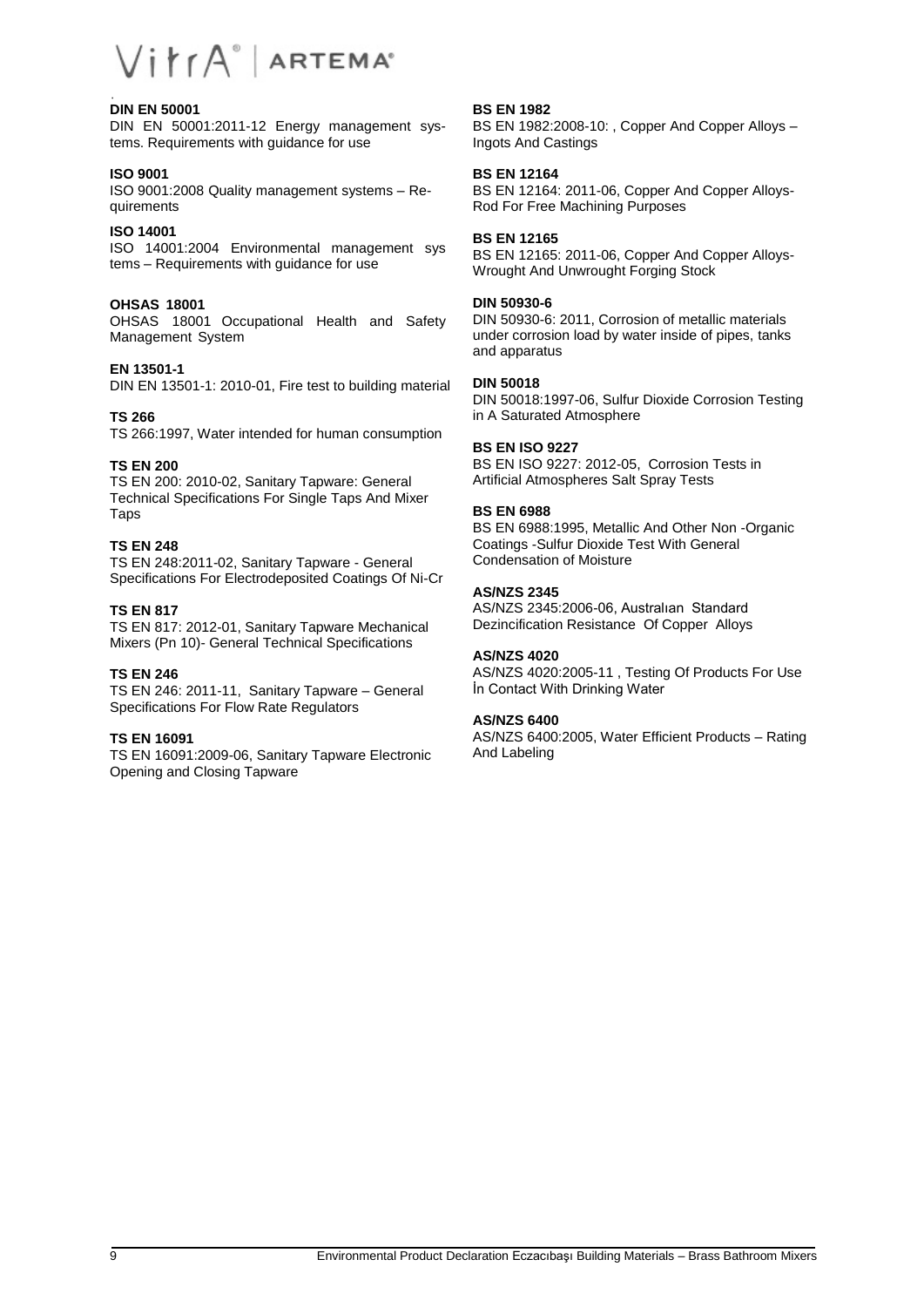**DIN EN 50001**
DIN EN 50001:2011-12 Energy management systems. Requirements with guidance for use

**ISO 9001**
ISO 9001:2008 Quality management systems – Requirements

**ISO 14001**
ISO 14001:2004 Environmental management systems – Requirements with guidance for use

**OHSAS 18001**
OHSAS 18001 Occupational Health and Safety Management System

**EN 13501-1**
DIN EN 13501-1: 2010-01, Fire test to building material

**TS 266**
TS 266:1997, Water intended for human consumption

**TS EN 200**
TS EN 200: 2010-02, Sanitary Tapware: General Technical Specifications For Single Taps And Mixer Taps

**TS EN 248**
TS EN 248:2011-02, Sanitary Tapware - General Specifications For Electrodeposited Coatings Of Ni-Cr

**TS EN 817**
TS EN 817: 2012-01, Sanitary Tapware Mechanical Mixers (Pn 10)- General Technical Specifications

**TS EN 246**
TS EN 246: 2011-11, Sanitary Tapware – General Specifications For Flow Rate Regulators

**TS EN 16091**
TS EN 16091:2009-06, Sanitary Tapware Electronic Opening and Closing Tapware

**BS EN 1982**
BS EN 1982:2008-10: , Copper And Copper Alloys – Ingots And Castings

**BS EN 12164**
BS EN 12164: 2011-06, Copper And Copper Alloys- Rod For Free Machining Purposes

**BS EN 12165**
BS EN 12165: 2011-06, Copper And Copper Alloys- Wrought And Unwrought Forging Stock

**DIN 50930-6**
DIN 50930-6: 2011, Corrosion of metallic materials under corrosion load by water inside of pipes, tanks and apparatus

**DIN 50018**
DIN 50018:1997-06, Sulfur Dioxide Corrosion Testing in A Saturated Atmosphere

**BS EN ISO 9227**
BS EN ISO 9227: 2012-05, Corrosion Tests in Artificial Atmospheres Salt Spray Tests

**BS EN 6988**
BS EN 6988:1995, Metallic And Other Non -Organic Coatings -Sulfur Dioxide Test With General Condensation of Moisture

**AS/NZS 2345**
AS/NZS 2345:2006-06, Australıan Standard Dezincification Resistance Of Copper Alloys

**AS/NZS 4020**
AS/NZS 4020:2005-11 , Testing Of Products For Use İn Contact With Drinking Water

**AS/NZS 6400**
AS/NZS 6400:2005, Water Efficient Products – Rating And Labeling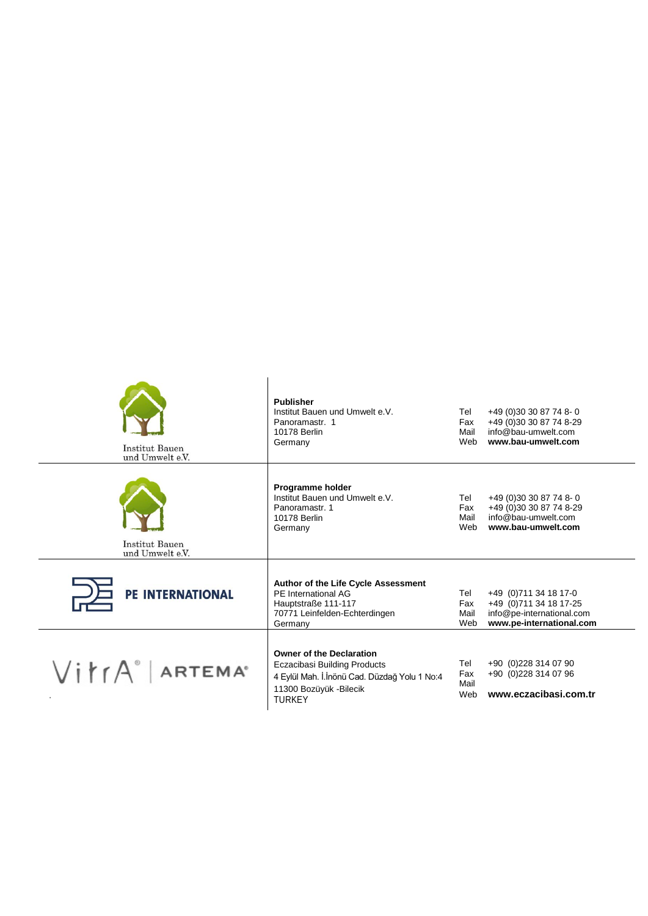Institut Bauen und Umwelt e.V.

**Publisher**
Institut Bauen und Umwelt e.V.
Panoramastr. 1
10178 Berlin
Germany

Tel +49 (0)30 30 87 74 8- 0
Fax +49 (0)30 30 87 74 8-29
Mail info@bau-umwelt.com
Web **www.bau-umwelt.com**

Institut Bauen und Umwelt e.V.

**Programme holder**
Institut Bauen und Umwelt e.V.
Panoramastr. 1
10178 Berlin
Germany

Tel +49 (0)30 30 87 74 8- 0
Fax +49 (0)30 30 87 74 8-29
Mail info@bau-umwelt.com
Web **www.bau-umwelt.com**

PE INTERNATIONAL

**Author of the Life Cycle Assessment**
PE International AG
Hauptstraße 111-117
70771 Leinfelden-Echterdingen
Germany

Tel +49 (0)711 34 18 17-0
Fax +49 (0)711 34 18 17-25
Mail info@pe-international.com
Web **www.pe-international.com**

VitrA® | ARTEMA®

**Owner of the Declaration**
Eczacibasi Building Products
4 Eylül Mah. İ.İnönü Cad. Düzdağ Yolu 1 No:4
11300 Bozüyük -Bilecik
TURKEY

Tel +90 (0)228 314 07 90
Fax +90 (0)228 314 07 96
Mail
Web **www.eczacibasi.com.tr**